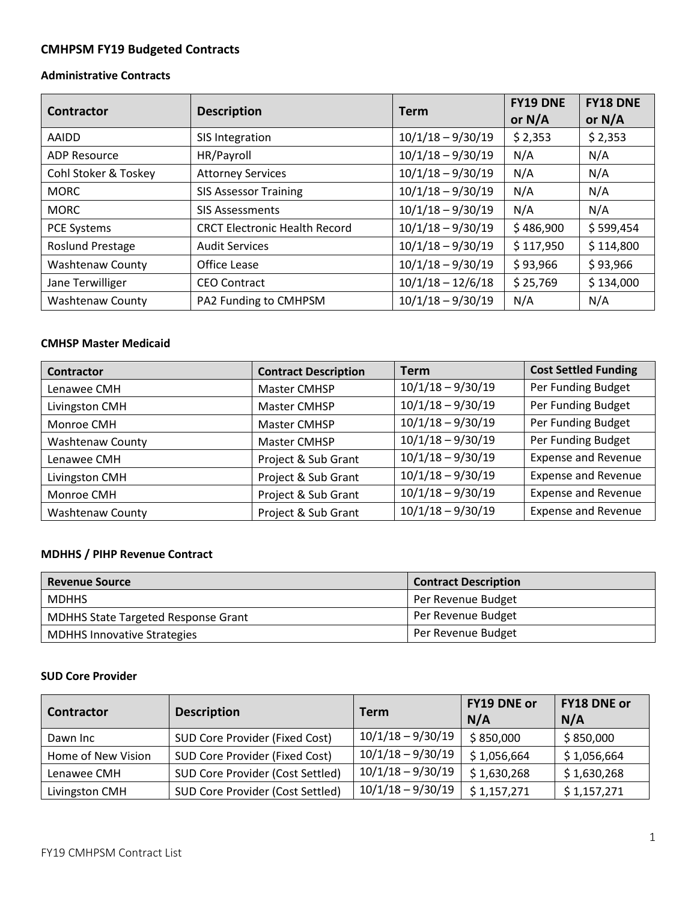# CMHPSM FY19 Budgeted Contracts

## Administrative Contracts

| Contractor | Description | Term | FY19 DNE or N/A | FY18 DNE or N/A |
|---|---|---|---|---|
| AAIDD | SIS Integration | 10/1/18 – 9/30/19 | $ 2,353 | $ 2,353 |
| ADP Resource | HR/Payroll | 10/1/18 – 9/30/19 | N/A | N/A |
| Cohl Stoker & Toskey | Attorney Services | 10/1/18 – 9/30/19 | N/A | N/A |
| MORC | SIS Assessor Training | 10/1/18 – 9/30/19 | N/A | N/A |
| MORC | SIS Assessments | 10/1/18 – 9/30/19 | N/A | N/A |
| PCE Systems | CRCT Electronic Health Record | 10/1/18 – 9/30/19 | $ 486,900 | $ 599,454 |
| Roslund Prestage | Audit Services | 10/1/18 – 9/30/19 | $ 117,950 | $ 114,800 |
| Washtenaw County | Office Lease | 10/1/18 – 9/30/19 | $ 93,966 | $ 93,966 |
| Jane Terwilliger | CEO Contract | 10/1/18 – 12/6/18 | $ 25,769 | $ 134,000 |
| Washtenaw County | PA2 Funding to CMHPSM | 10/1/18 – 9/30/19 | N/A | N/A |

## CMHSP Master Medicaid

| Contractor | Contract Description | Term | Cost Settled Funding |
|---|---|---|---|
| Lenawee CMH | Master CMHSP | 10/1/18 – 9/30/19 | Per Funding Budget |
| Livingston CMH | Master CMHSP | 10/1/18 – 9/30/19 | Per Funding Budget |
| Monroe CMH | Master CMHSP | 10/1/18 – 9/30/19 | Per Funding Budget |
| Washtenaw County | Master CMHSP | 10/1/18 – 9/30/19 | Per Funding Budget |
| Lenawee CMH | Project & Sub Grant | 10/1/18 – 9/30/19 | Expense and Revenue |
| Livingston CMH | Project & Sub Grant | 10/1/18 – 9/30/19 | Expense and Revenue |
| Monroe CMH | Project & Sub Grant | 10/1/18 – 9/30/19 | Expense and Revenue |
| Washtenaw County | Project & Sub Grant | 10/1/18 – 9/30/19 | Expense and Revenue |

## MDHHS / PIHP Revenue Contract

| Revenue Source | Contract Description |
|---|---|
| MDHHS | Per Revenue Budget |
| MDHHS State Targeted Response Grant | Per Revenue Budget |
| MDHHS Innovative Strategies | Per Revenue Budget |

## SUD Core Provider

| Contractor | Description | Term | FY19 DNE or N/A | FY18 DNE or N/A |
|---|---|---|---|---|
| Dawn Inc | SUD Core Provider (Fixed Cost) | 10/1/18 – 9/30/19 | $ 850,000 | $ 850,000 |
| Home of New Vision | SUD Core Provider (Fixed Cost) | 10/1/18 – 9/30/19 | $ 1,056,664 | $ 1,056,664 |
| Lenawee CMH | SUD Core Provider (Cost Settled) | 10/1/18 – 9/30/19 | $ 1,630,268 | $ 1,630,268 |
| Livingston CMH | SUD Core Provider (Cost Settled) | 10/1/18 – 9/30/19 | $ 1,157,271 | $ 1,157,271 |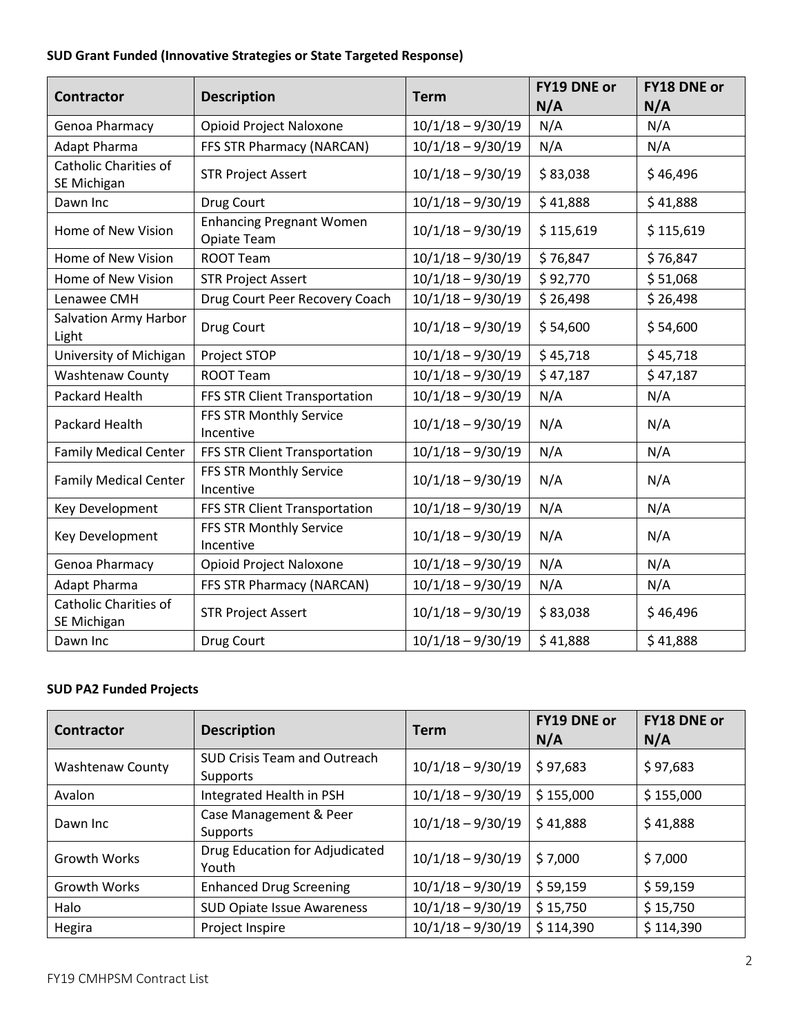**SUD Grant Funded (Innovative Strategies or State Targeted Response)**

| Contractor | Description | Term | FY19 DNE or N/A | FY18 DNE or N/A |
|---|---|---|---|---|
| Genoa Pharmacy | Opioid Project Naloxone | 10/1/18 – 9/30/19 | N/A | N/A |
| Adapt Pharma | FFS STR Pharmacy (NARCAN) | 10/1/18 – 9/30/19 | N/A | N/A |
| Catholic Charities of SE Michigan | STR Project Assert | 10/1/18 – 9/30/19 | $ 83,038 | $ 46,496 |
| Dawn Inc | Drug Court | 10/1/18 – 9/30/19 | $ 41,888 | $ 41,888 |
| Home of New Vision | Enhancing Pregnant Women Opiate Team | 10/1/18 – 9/30/19 | $ 115,619 | $ 115,619 |
| Home of New Vision | ROOT Team | 10/1/18 – 9/30/19 | $ 76,847 | $ 76,847 |
| Home of New Vision | STR Project Assert | 10/1/18 – 9/30/19 | $ 92,770 | $ 51,068 |
| Lenawee CMH | Drug Court Peer Recovery Coach | 10/1/18 – 9/30/19 | $ 26,498 | $ 26,498 |
| Salvation Army Harbor Light | Drug Court | 10/1/18 – 9/30/19 | $ 54,600 | $ 54,600 |
| University of Michigan | Project STOP | 10/1/18 – 9/30/19 | $ 45,718 | $ 45,718 |
| Washtenaw County | ROOT Team | 10/1/18 – 9/30/19 | $ 47,187 | $ 47,187 |
| Packard Health | FFS STR Client Transportation | 10/1/18 – 9/30/19 | N/A | N/A |
| Packard Health | FFS STR Monthly Service Incentive | 10/1/18 – 9/30/19 | N/A | N/A |
| Family Medical Center | FFS STR Client Transportation | 10/1/18 – 9/30/19 | N/A | N/A |
| Family Medical Center | FFS STR Monthly Service Incentive | 10/1/18 – 9/30/19 | N/A | N/A |
| Key Development | FFS STR Client Transportation | 10/1/18 – 9/30/19 | N/A | N/A |
| Key Development | FFS STR Monthly Service Incentive | 10/1/18 – 9/30/19 | N/A | N/A |
| Genoa Pharmacy | Opioid Project Naloxone | 10/1/18 – 9/30/19 | N/A | N/A |
| Adapt Pharma | FFS STR Pharmacy (NARCAN) | 10/1/18 – 9/30/19 | N/A | N/A |
| Catholic Charities of SE Michigan | STR Project Assert | 10/1/18 – 9/30/19 | $ 83,038 | $ 46,496 |
| Dawn Inc | Drug Court | 10/1/18 – 9/30/19 | $ 41,888 | $ 41,888 |

**SUD PA2 Funded Projects**

| Contractor | Description | Term | FY19 DNE or N/A | FY18 DNE or N/A |
|---|---|---|---|---|
| Washtenaw County | SUD Crisis Team and Outreach Supports | 10/1/18 – 9/30/19 | $ 97,683 | $ 97,683 |
| Avalon | Integrated Health in PSH | 10/1/18 – 9/30/19 | $ 155,000 | $ 155,000 |
| Dawn Inc | Case Management & Peer Supports | 10/1/18 – 9/30/19 | $ 41,888 | $ 41,888 |
| Growth Works | Drug Education for Adjudicated Youth | 10/1/18 – 9/30/19 | $ 7,000 | $ 7,000 |
| Growth Works | Enhanced Drug Screening | 10/1/18 – 9/30/19 | $ 59,159 | $ 59,159 |
| Halo | SUD Opiate Issue Awareness | 10/1/18 – 9/30/19 | $ 15,750 | $ 15,750 |
| Hegira | Project Inspire | 10/1/18 – 9/30/19 | $ 114,390 | $ 114,390 |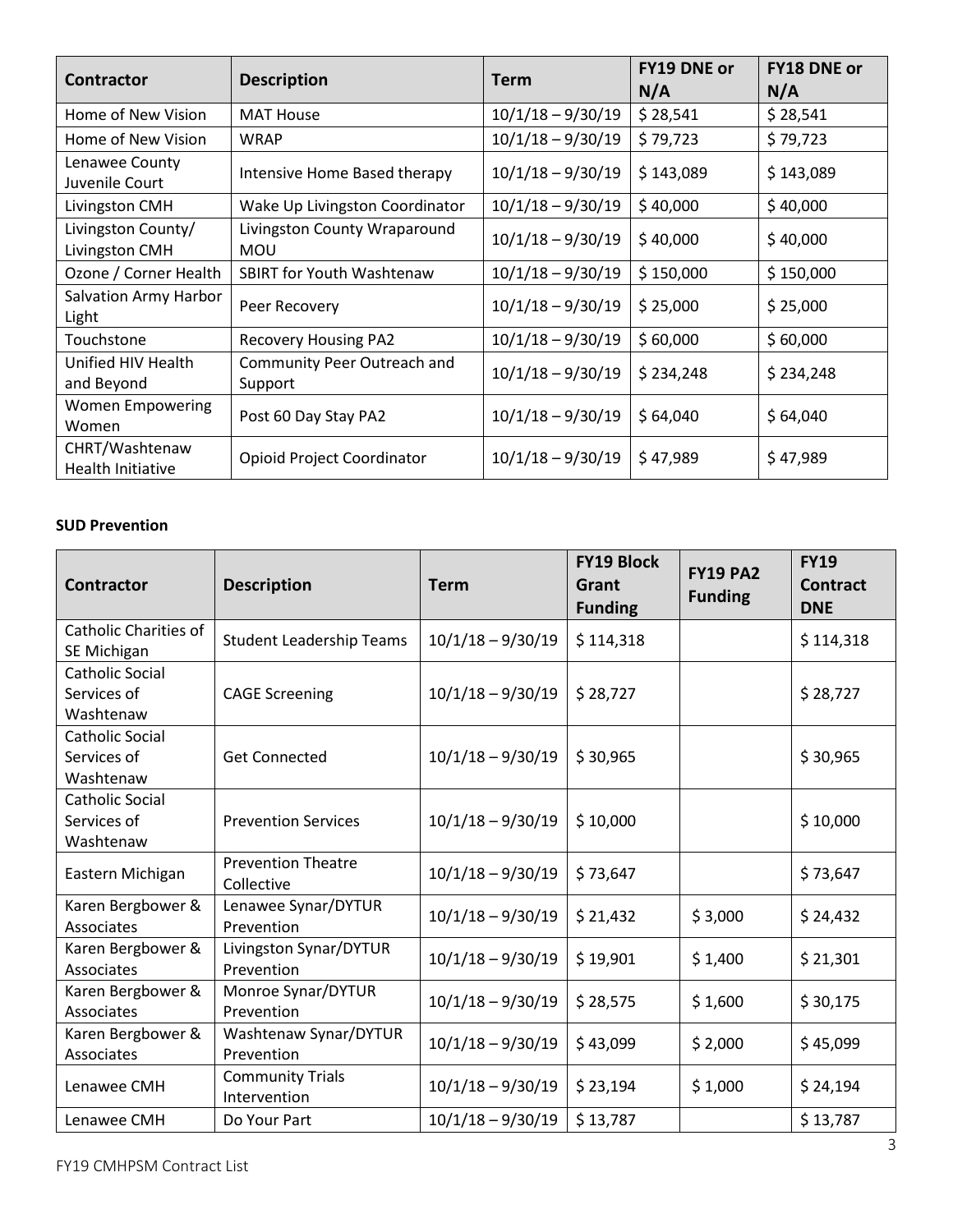| Contractor | Description | Term | FY19 DNE or N/A | FY18 DNE or N/A |
|---|---|---|---|---|
| Home of New Vision | MAT House | 10/1/18 – 9/30/19 | $ 28,541 | $ 28,541 |
| Home of New Vision | WRAP | 10/1/18 – 9/30/19 | $ 79,723 | $ 79,723 |
| Lenawee County Juvenile Court | Intensive Home Based therapy | 10/1/18 – 9/30/19 | $ 143,089 | $ 143,089 |
| Livingston CMH | Wake Up Livingston Coordinator | 10/1/18 – 9/30/19 | $ 40,000 | $ 40,000 |
| Livingston County/ Livingston CMH | Livingston County Wraparound MOU | 10/1/18 – 9/30/19 | $ 40,000 | $ 40,000 |
| Ozone / Corner Health | SBIRT for Youth Washtenaw | 10/1/18 – 9/30/19 | $ 150,000 | $ 150,000 |
| Salvation Army Harbor Light | Peer Recovery | 10/1/18 – 9/30/19 | $ 25,000 | $ 25,000 |
| Touchstone | Recovery Housing PA2 | 10/1/18 – 9/30/19 | $ 60,000 | $ 60,000 |
| Unified HIV Health and Beyond | Community Peer Outreach and Support | 10/1/18 – 9/30/19 | $ 234,248 | $ 234,248 |
| Women Empowering Women | Post 60 Day Stay PA2 | 10/1/18 – 9/30/19 | $ 64,040 | $ 64,040 |
| CHRT/Washtenaw Health Initiative | Opioid Project Coordinator | 10/1/18 – 9/30/19 | $ 47,989 | $ 47,989 |

**SUD Prevention**

| Contractor | Description | Term | FY19 Block Grant Funding | FY19 PA2 Funding | FY19 Contract DNE |
|---|---|---|---|---|---|
| Catholic Charities of SE Michigan | Student Leadership Teams | 10/1/18 – 9/30/19 | $ 114,318 | | $ 114,318 |
| Catholic Social Services of Washtenaw | CAGE Screening | 10/1/18 – 9/30/19 | $ 28,727 | | $ 28,727 |
| Catholic Social Services of Washtenaw | Get Connected | 10/1/18 – 9/30/19 | $ 30,965 | | $ 30,965 |
| Catholic Social Services of Washtenaw | Prevention Services | 10/1/18 – 9/30/19 | $ 10,000 | | $ 10,000 |
| Eastern Michigan | Prevention Theatre Collective | 10/1/18 – 9/30/19 | $ 73,647 | | $ 73,647 |
| Karen Bergbower & Associates | Lenawee Synar/DYTUR Prevention | 10/1/18 – 9/30/19 | $ 21,432 | $ 3,000 | $ 24,432 |
| Karen Bergbower & Associates | Livingston Synar/DYTUR Prevention | 10/1/18 – 9/30/19 | $ 19,901 | $ 1,400 | $ 21,301 |
| Karen Bergbower & Associates | Monroe Synar/DYTUR Prevention | 10/1/18 – 9/30/19 | $ 28,575 | $ 1,600 | $ 30,175 |
| Karen Bergbower & Associates | Washtenaw Synar/DYTUR Prevention | 10/1/18 – 9/30/19 | $ 43,099 | $ 2,000 | $ 45,099 |
| Lenawee CMH | Community Trials Intervention | 10/1/18 – 9/30/19 | $ 23,194 | $ 1,000 | $ 24,194 |
| Lenawee CMH | Do Your Part | 10/1/18 – 9/30/19 | $ 13,787 | | $ 13,787 |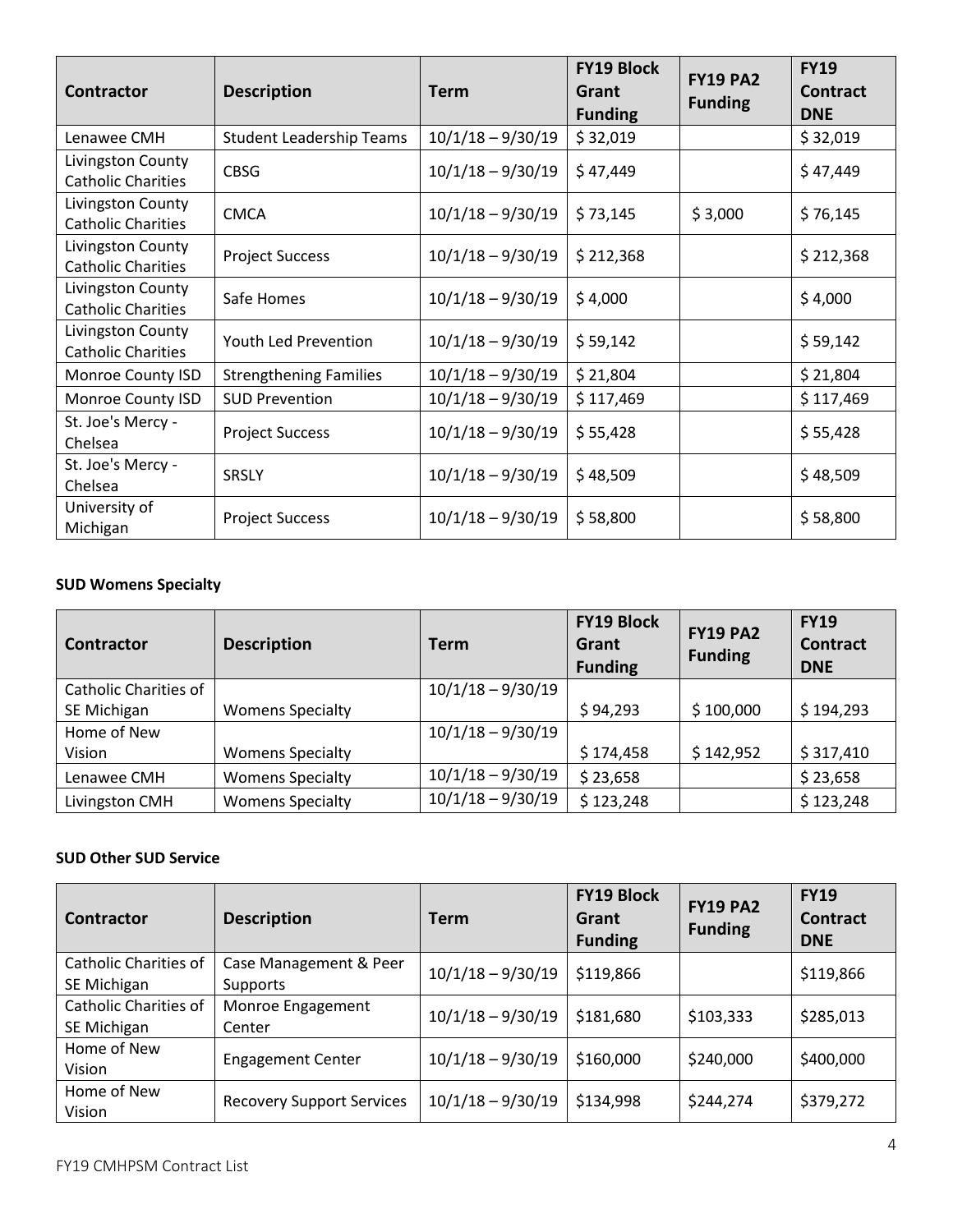| Contractor | Description | Term | FY19 Block Grant Funding | FY19 PA2 Funding | FY19 Contract DNE |
|---|---|---|---|---|---|
| Lenawee CMH | Student Leadership Teams | 10/1/18 – 9/30/19 | $ 32,019 | | $ 32,019 |
| Livingston County Catholic Charities | CBSG | 10/1/18 – 9/30/19 | $ 47,449 | | $ 47,449 |
| Livingston County Catholic Charities | CMCA | 10/1/18 – 9/30/19 | $ 73,145 | $ 3,000 | $ 76,145 |
| Livingston County Catholic Charities | Project Success | 10/1/18 – 9/30/19 | $ 212,368 | | $ 212,368 |
| Livingston County Catholic Charities | Safe Homes | 10/1/18 – 9/30/19 | $ 4,000 | | $ 4,000 |
| Livingston County Catholic Charities | Youth Led Prevention | 10/1/18 – 9/30/19 | $ 59,142 | | $ 59,142 |
| Monroe County ISD | Strengthening Families | 10/1/18 – 9/30/19 | $ 21,804 | | $ 21,804 |
| Monroe County ISD | SUD Prevention | 10/1/18 – 9/30/19 | $ 117,469 | | $ 117,469 |
| St. Joe's Mercy - Chelsea | Project Success | 10/1/18 – 9/30/19 | $ 55,428 | | $ 55,428 |
| St. Joe's Mercy - Chelsea | SRSLY | 10/1/18 – 9/30/19 | $ 48,509 | | $ 48,509 |
| University of Michigan | Project Success | 10/1/18 – 9/30/19 | $ 58,800 | | $ 58,800 |

**SUD Womens Specialty**

| Contractor | Description | Term | FY19 Block Grant Funding | FY19 PA2 Funding | FY19 Contract DNE |
|---|---|---|---|---|---|
| Catholic Charities of SE Michigan | Womens Specialty | 10/1/18 – 9/30/19 | $ 94,293 | $ 100,000 | $ 194,293 |
| Home of New Vision | Womens Specialty | 10/1/18 – 9/30/19 | $ 174,458 | $ 142,952 | $ 317,410 |
| Lenawee CMH | Womens Specialty | 10/1/18 – 9/30/19 | $ 23,658 | | $ 23,658 |
| Livingston CMH | Womens Specialty | 10/1/18 – 9/30/19 | $ 123,248 | | $ 123,248 |

**SUD Other SUD Service**

| Contractor | Description | Term | FY19 Block Grant Funding | FY19 PA2 Funding | FY19 Contract DNE |
|---|---|---|---|---|---|
| Catholic Charities of SE Michigan | Case Management & Peer Supports | 10/1/18 – 9/30/19 | $119,866 | | $119,866 |
| Catholic Charities of SE Michigan | Monroe Engagement Center | 10/1/18 – 9/30/19 | $181,680 | $103,333 | $285,013 |
| Home of New Vision | Engagement Center | 10/1/18 – 9/30/19 | $160,000 | $240,000 | $400,000 |
| Home of New Vision | Recovery Support Services | 10/1/18 – 9/30/19 | $134,998 | $244,274 | $379,272 |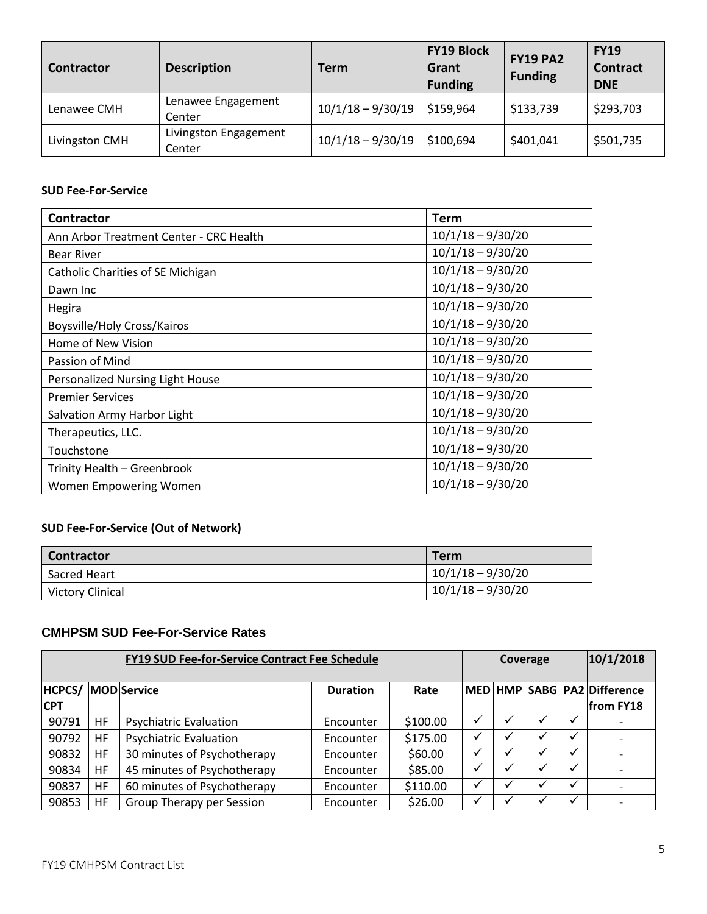| Contractor | Description | Term | FY19 Block Grant Funding | FY19 PA2 Funding | FY19 Contract DNE |
|---|---|---|---|---|---|
| Lenawee CMH | Lenawee Engagement Center | 10/1/18 – 9/30/19 | $159,964 | $133,739 | $293,703 |
| Livingston CMH | Livingston Engagement Center | 10/1/18 – 9/30/19 | $100,694 | $401,041 | $501,735 |

**SUD Fee-For-Service**

| Contractor | Term |
|---|---|
| Ann Arbor Treatment Center - CRC Health | 10/1/18 – 9/30/20 |
| Bear River | 10/1/18 – 9/30/20 |
| Catholic Charities of SE Michigan | 10/1/18 – 9/30/20 |
| Dawn Inc | 10/1/18 – 9/30/20 |
| Hegira | 10/1/18 – 9/30/20 |
| Boysville/Holy Cross/Kairos | 10/1/18 – 9/30/20 |
| Home of New Vision | 10/1/18 – 9/30/20 |
| Passion of Mind | 10/1/18 – 9/30/20 |
| Personalized Nursing Light House | 10/1/18 – 9/30/20 |
| Premier Services | 10/1/18 – 9/30/20 |
| Salvation Army Harbor Light | 10/1/18 – 9/30/20 |
| Therapeutics, LLC. | 10/1/18 – 9/30/20 |
| Touchstone | 10/1/18 – 9/30/20 |
| Trinity Health – Greenbrook | 10/1/18 – 9/30/20 |
| Women Empowering Women | 10/1/18 – 9/30/20 |

**SUD Fee-For-Service (Out of Network)**

| Contractor | Term |
|---|---|
| Sacred Heart | 10/1/18 – 9/30/20 |
| Victory Clinical | 10/1/18 – 9/30/20 |

### CMHPSM SUD Fee-For-Service Rates

| FY19 SUD Fee-for-Service Contract Fee Schedule | | | | | Coverage | | | | 10/1/2018 |
|---|---|---|---|---|---|---|---|---|---|
| HCPCS/CPT | MOD | Service | Duration | Rate | MED | HMP | SABG | PA2 | Difference from FY18 |
| 90791 | HF | Psychiatric Evaluation | Encounter | $100.00 | ✓ | ✓ | ✓ | ✓ | - |
| 90792 | HF | Psychiatric Evaluation | Encounter | $175.00 | ✓ | ✓ | ✓ | ✓ | - |
| 90832 | HF | 30 minutes of Psychotherapy | Encounter | $60.00 | ✓ | ✓ | ✓ | ✓ | - |
| 90834 | HF | 45 minutes of Psychotherapy | Encounter | $85.00 | ✓ | ✓ | ✓ | ✓ | - |
| 90837 | HF | 60 minutes of Psychotherapy | Encounter | $110.00 | ✓ | ✓ | ✓ | ✓ | - |
| 90853 | HF | Group Therapy per Session | Encounter | $26.00 | ✓ | ✓ | ✓ | ✓ | - |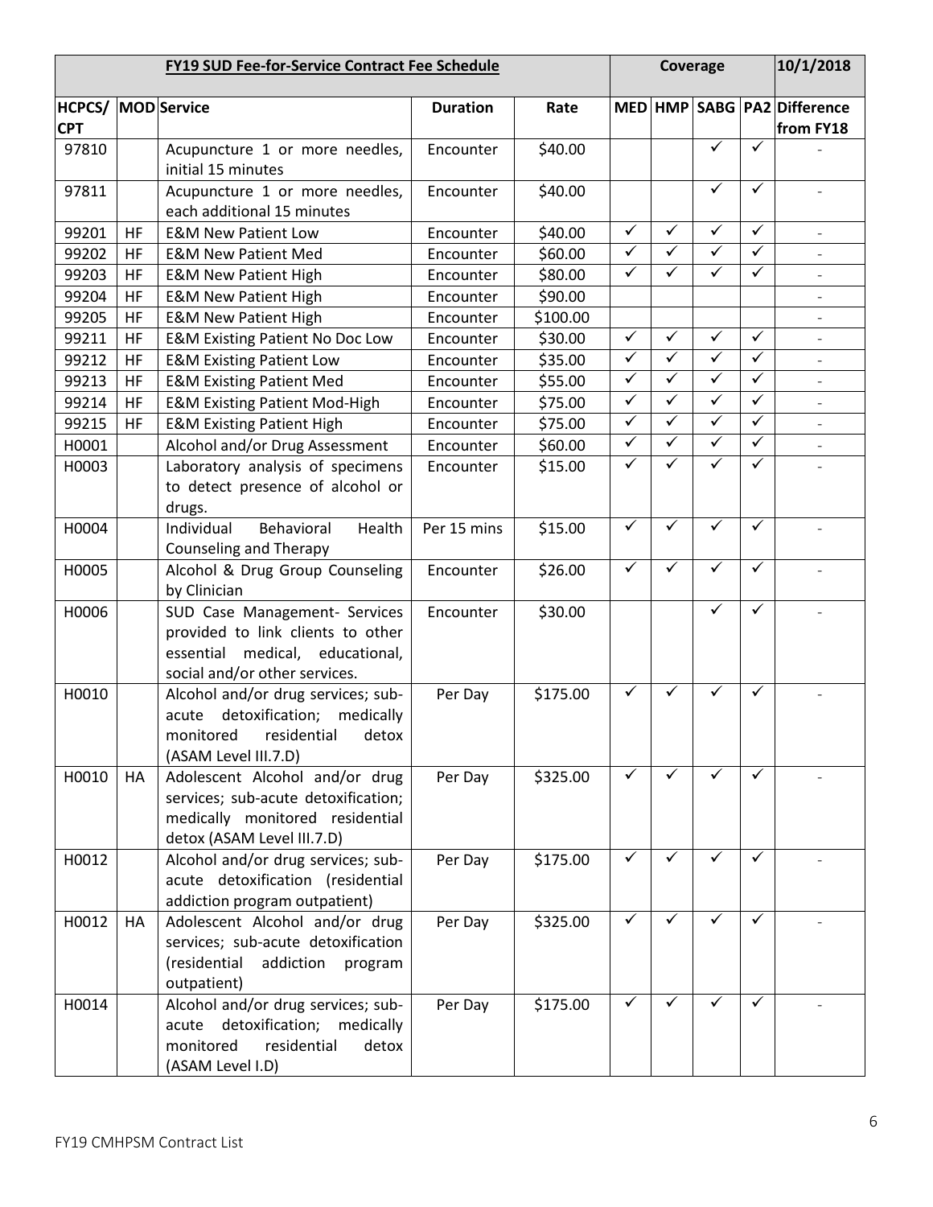| FY19 SUD Fee-for-Service Contract Fee Schedule | | | | | Coverage | | | | 10/1/2018 |
|---|---|---|---|---|---|---|---|---|---|
| HCPCS/ CPT | MOD | Service | Duration | Rate | MED | HMP | SABG | PA2 | Difference from FY18 |
| 97810 | | Acupuncture 1 or more needles, initial 15 minutes | Encounter | $40.00 | | | ✓ | ✓ | - |
| 97811 | | Acupuncture 1 or more needles, each additional 15 minutes | Encounter | $40.00 | | | ✓ | ✓ | - |
| 99201 | HF | E&M New Patient Low | Encounter | $40.00 | ✓ | ✓ | ✓ | ✓ | - |
| 99202 | HF | E&M New Patient Med | Encounter | $60.00 | ✓ | ✓ | ✓ | ✓ | - |
| 99203 | HF | E&M New Patient High | Encounter | $80.00 | ✓ | ✓ | ✓ | ✓ | - |
| 99204 | HF | E&M New Patient High | Encounter | $90.00 | | | | | - |
| 99205 | HF | E&M New Patient High | Encounter | $100.00 | | | | | - |
| 99211 | HF | E&M Existing Patient No Doc Low | Encounter | $30.00 | ✓ | ✓ | ✓ | ✓ | - |
| 99212 | HF | E&M Existing Patient Low | Encounter | $35.00 | ✓ | ✓ | ✓ | ✓ | - |
| 99213 | HF | E&M Existing Patient Med | Encounter | $55.00 | ✓ | ✓ | ✓ | ✓ | - |
| 99214 | HF | E&M Existing Patient Mod-High | Encounter | $75.00 | ✓ | ✓ | ✓ | ✓ | - |
| 99215 | HF | E&M Existing Patient High | Encounter | $75.00 | ✓ | ✓ | ✓ | ✓ | - |
| H0001 | | Alcohol and/or Drug Assessment | Encounter | $60.00 | ✓ | ✓ | ✓ | ✓ | - |
| H0003 | | Laboratory analysis of specimens to detect presence of alcohol or drugs. | Encounter | $15.00 | ✓ | ✓ | ✓ | ✓ | - |
| H0004 | | Individual Behavioral Health Counseling and Therapy | Per 15 mins | $15.00 | ✓ | ✓ | ✓ | ✓ | - |
| H0005 | | Alcohol & Drug Group Counseling by Clinician | Encounter | $26.00 | ✓ | ✓ | ✓ | ✓ | - |
| H0006 | | SUD Case Management- Services provided to link clients to other essential medical, educational, social and/or other services. | Encounter | $30.00 | | | ✓ | ✓ | - |
| H0010 | | Alcohol and/or drug services; sub-acute detoxification; medically monitored residential detox (ASAM Level III.7.D) | Per Day | $175.00 | ✓ | ✓ | ✓ | ✓ | - |
| H0010 | HA | Adolescent Alcohol and/or drug services; sub-acute detoxification; medically monitored residential detox (ASAM Level III.7.D) | Per Day | $325.00 | ✓ | ✓ | ✓ | ✓ | - |
| H0012 | | Alcohol and/or drug services; sub-acute detoxification (residential addiction program outpatient) | Per Day | $175.00 | ✓ | ✓ | ✓ | ✓ | - |
| H0012 | HA | Adolescent Alcohol and/or drug services; sub-acute detoxification (residential addiction program outpatient) | Per Day | $325.00 | ✓ | ✓ | ✓ | ✓ | - |
| H0014 | | Alcohol and/or drug services; sub-acute detoxification; medically monitored residential detox (ASAM Level I.D) | Per Day | $175.00 | ✓ | ✓ | ✓ | ✓ | - |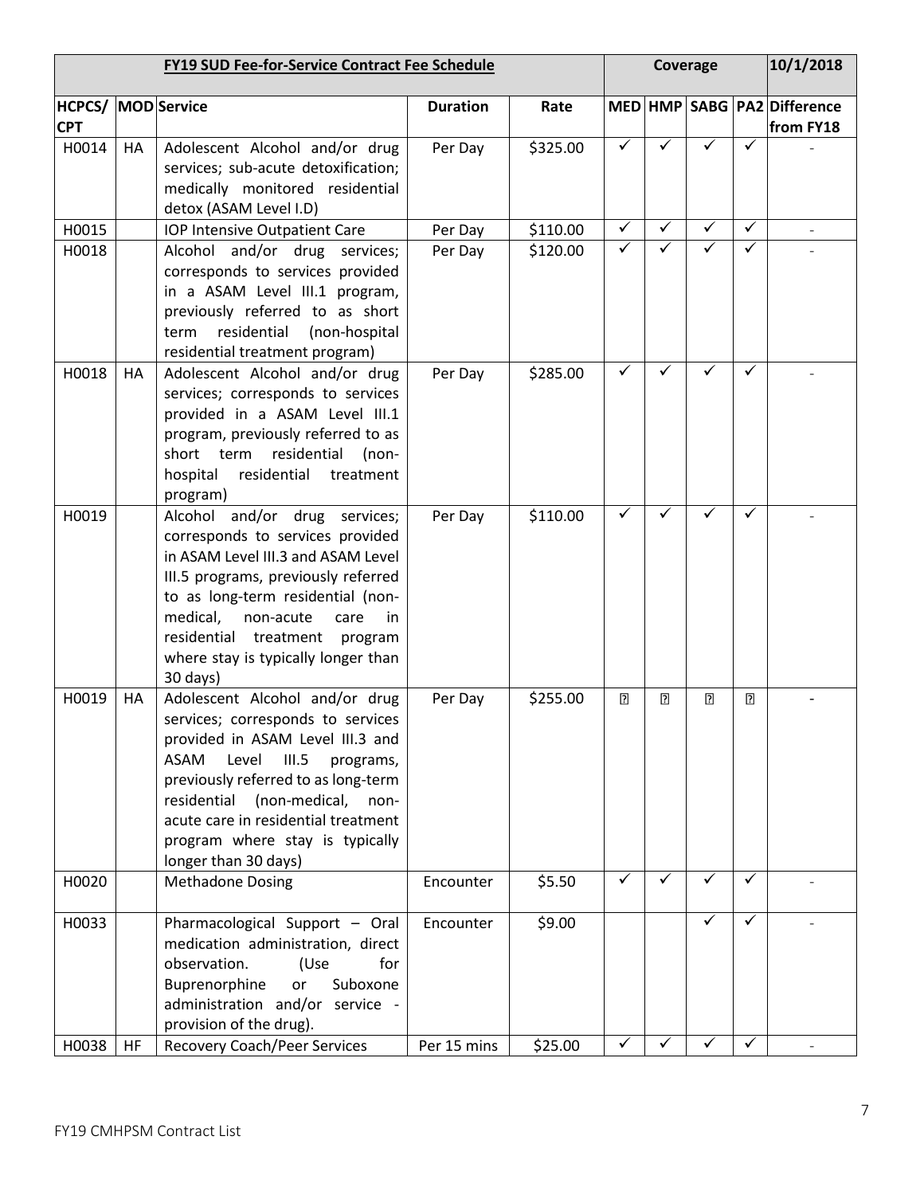| FY19 SUD Fee-for-Service Contract Fee Schedule | | | | | Coverage | | | | 10/1/2018 |
|---|---|---|---|---|---|---|---|---|---|
| HCPCS/ CPT | MOD | Service | Duration | Rate | MED | HMP | SABG | PA2 | Difference from FY18 |
| H0014 | HA | Adolescent Alcohol and/or drug services; sub-acute detoxification; medically monitored residential detox (ASAM Level I.D) | Per Day | $325.00 | ✓ | ✓ | ✓ | ✓ | - |
| H0015 | | IOP Intensive Outpatient Care | Per Day | $110.00 | ✓ | ✓ | ✓ | ✓ | - |
| H0018 | | Alcohol and/or drug services; corresponds to services provided in a ASAM Level III.1 program, previously referred to as short term residential (non-hospital residential treatment program) | Per Day | $120.00 | ✓ | ✓ | ✓ | ✓ | - |
| H0018 | HA | Adolescent Alcohol and/or drug services; corresponds to services provided in a ASAM Level III.1 program, previously referred to as short term residential (non-hospital residential treatment program) | Per Day | $285.00 | ✓ | ✓ | ✓ | ✓ | - |
| H0019 | | Alcohol and/or drug services; corresponds to services provided in ASAM Level III.3 and ASAM Level III.5 programs, previously referred to as long-term residential (non-medical, non-acute care in residential treatment program where stay is typically longer than 30 days) | Per Day | $110.00 | ✓ | ✓ | ✓ | ✓ | - |
| H0019 | HA | Adolescent Alcohol and/or drug services; corresponds to services provided in ASAM Level III.3 and ASAM Level III.5 programs, previously referred to as long-term residential (non-medical, non-acute care in residential treatment program where stay is typically longer than 30 days) | Per Day | $255.00 | ? | ? | ? | ? | - |
| H0020 | | Methadone Dosing | Encounter | $5.50 | ✓ | ✓ | ✓ | ✓ | - |
| H0033 | | Pharmacological Support – Oral medication administration, direct observation. (Use for Buprenorphine or Suboxone administration and/or service - provision of the drug). | Encounter | $9.00 | | | ✓ | ✓ | - |
| H0038 | HF | Recovery Coach/Peer Services | Per 15 mins | $25.00 | ✓ | ✓ | ✓ | ✓ | - |

FY19 CMHPSM Contract List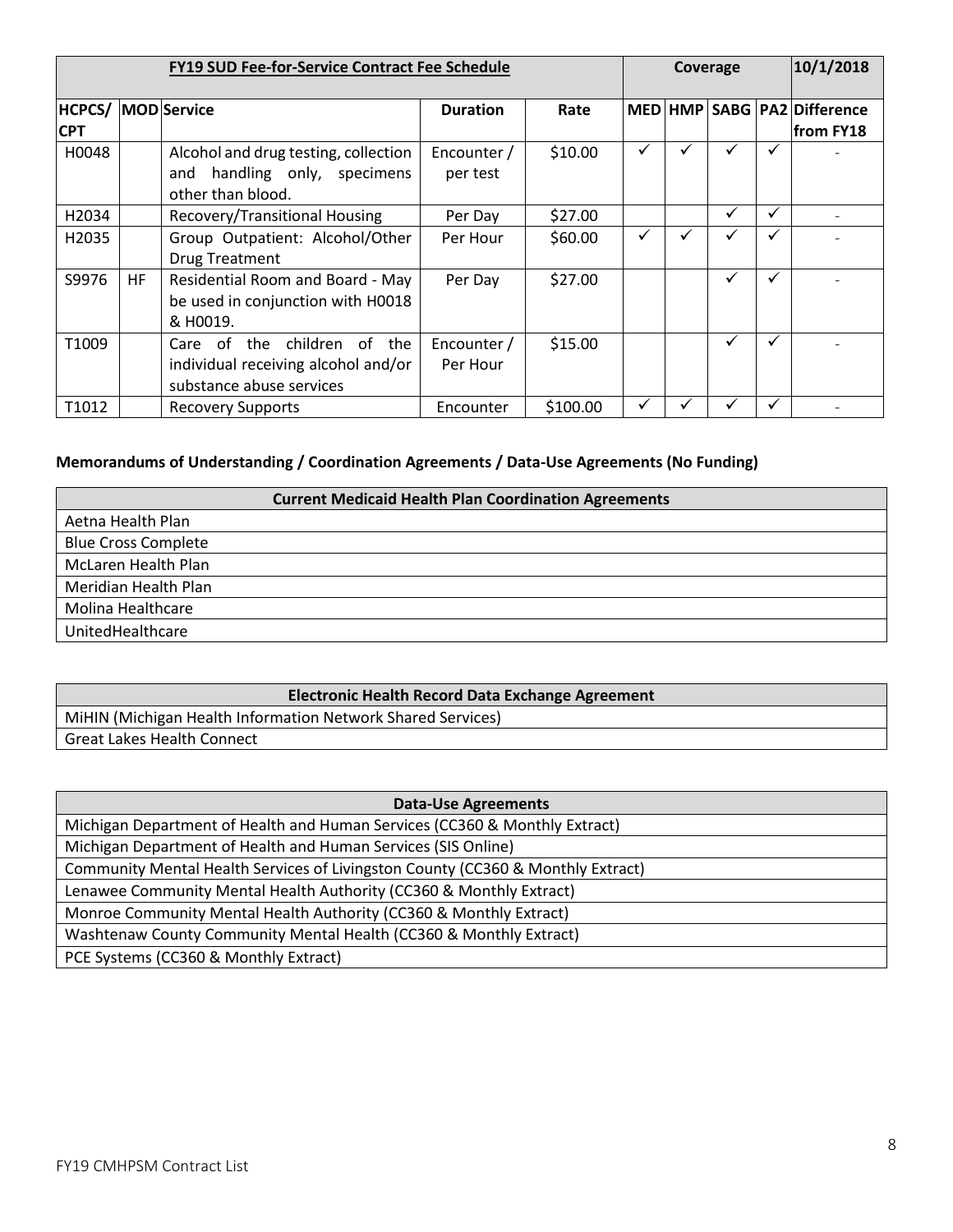| FY19 SUD Fee-for-Service Contract Fee Schedule | | | | | Coverage | | | | 10/1/2018 |
|---|---|---|---|---|---|---|---|---|---|
| HCPCS/ CPT | MOD | Service | Duration | Rate | MED | HMP | SABG | PA2 | Difference from FY18 |
| H0048 | | Alcohol and drug testing, collection and handling only, specimens other than blood. | Encounter / per test | $10.00 | ✓ | ✓ | ✓ | ✓ | - |
| H2034 | | Recovery/Transitional Housing | Per Day | $27.00 | | | ✓ | ✓ | - |
| H2035 | | Group Outpatient: Alcohol/Other Drug Treatment | Per Hour | $60.00 | ✓ | ✓ | ✓ | ✓ | - |
| S9976 | HF | Residential Room and Board - May be used in conjunction with H0018 & H0019. | Per Day | $27.00 | | | ✓ | ✓ | - |
| T1009 | | Care of the children of the individual receiving alcohol and/or substance abuse services | Encounter / Per Hour | $15.00 | | | ✓ | ✓ | - |
| T1012 | | Recovery Supports | Encounter | $100.00 | ✓ | ✓ | ✓ | ✓ | - |

**Memorandums of Understanding / Coordination Agreements / Data-Use Agreements (No Funding)**

| Current Medicaid Health Plan Coordination Agreements |
|---|
| Aetna Health Plan |
| Blue Cross Complete |
| McLaren Health Plan |
| Meridian Health Plan |
| Molina Healthcare |
| UnitedHealthcare |

| Electronic Health Record Data Exchange Agreement |
|---|
| MiHIN (Michigan Health Information Network Shared Services) |
| Great Lakes Health Connect |

| Data-Use Agreements |
|---|
| Michigan Department of Health and Human Services (CC360 & Monthly Extract) |
| Michigan Department of Health and Human Services (SIS Online) |
| Community Mental Health Services of Livingston County (CC360 & Monthly Extract) |
| Lenawee Community Mental Health Authority (CC360 & Monthly Extract) |
| Monroe Community Mental Health Authority (CC360 & Monthly Extract) |
| Washtenaw County Community Mental Health (CC360 & Monthly Extract) |
| PCE Systems (CC360 & Monthly Extract) |